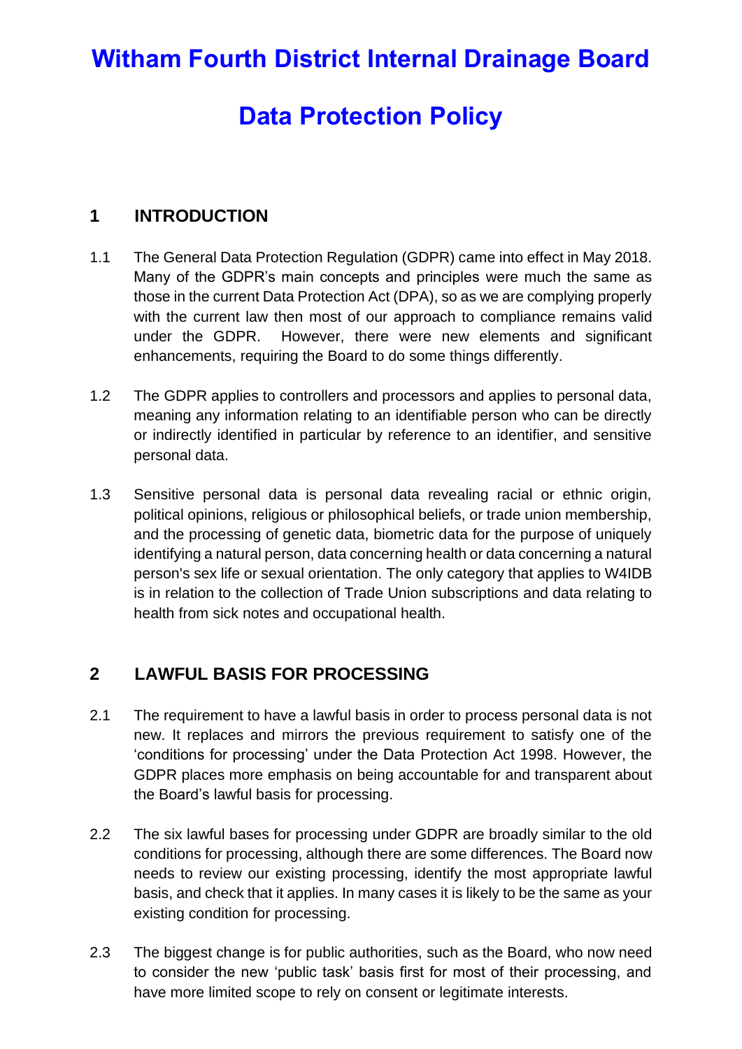# Witham Fourth District Internal Drainage Board

# Data Protection Policy

## 1 INTRODUCTION

1.1 The General Data Protection Regulation (GDPR) came into effect in May 2018. Many of the GDPR's main concepts and principles were much the same as those in the current Data Protection Act (DPA), so as we are complying properly with the current law then most of our approach to compliance remains valid under the GDPR. However, there were new elements and significant enhancements, requiring the Board to do some things differently.

1.2 The GDPR applies to controllers and processors and applies to personal data, meaning any information relating to an identifiable person who can be directly or indirectly identified in particular by reference to an identifier, and sensitive personal data.

1.3 Sensitive personal data is personal data revealing racial or ethnic origin, political opinions, religious or philosophical beliefs, or trade union membership, and the processing of genetic data, biometric data for the purpose of uniquely identifying a natural person, data concerning health or data concerning a natural person's sex life or sexual orientation. The only category that applies to W4IDB is in relation to the collection of Trade Union subscriptions and data relating to health from sick notes and occupational health.

## 2 LAWFUL BASIS FOR PROCESSING

2.1 The requirement to have a lawful basis in order to process personal data is not new. It replaces and mirrors the previous requirement to satisfy one of the 'conditions for processing' under the Data Protection Act 1998. However, the GDPR places more emphasis on being accountable for and transparent about the Board's lawful basis for processing.

2.2 The six lawful bases for processing under GDPR are broadly similar to the old conditions for processing, although there are some differences. The Board now needs to review our existing processing, identify the most appropriate lawful basis, and check that it applies. In many cases it is likely to be the same as your existing condition for processing.

2.3 The biggest change is for public authorities, such as the Board, who now need to consider the new 'public task' basis first for most of their processing, and have more limited scope to rely on consent or legitimate interests.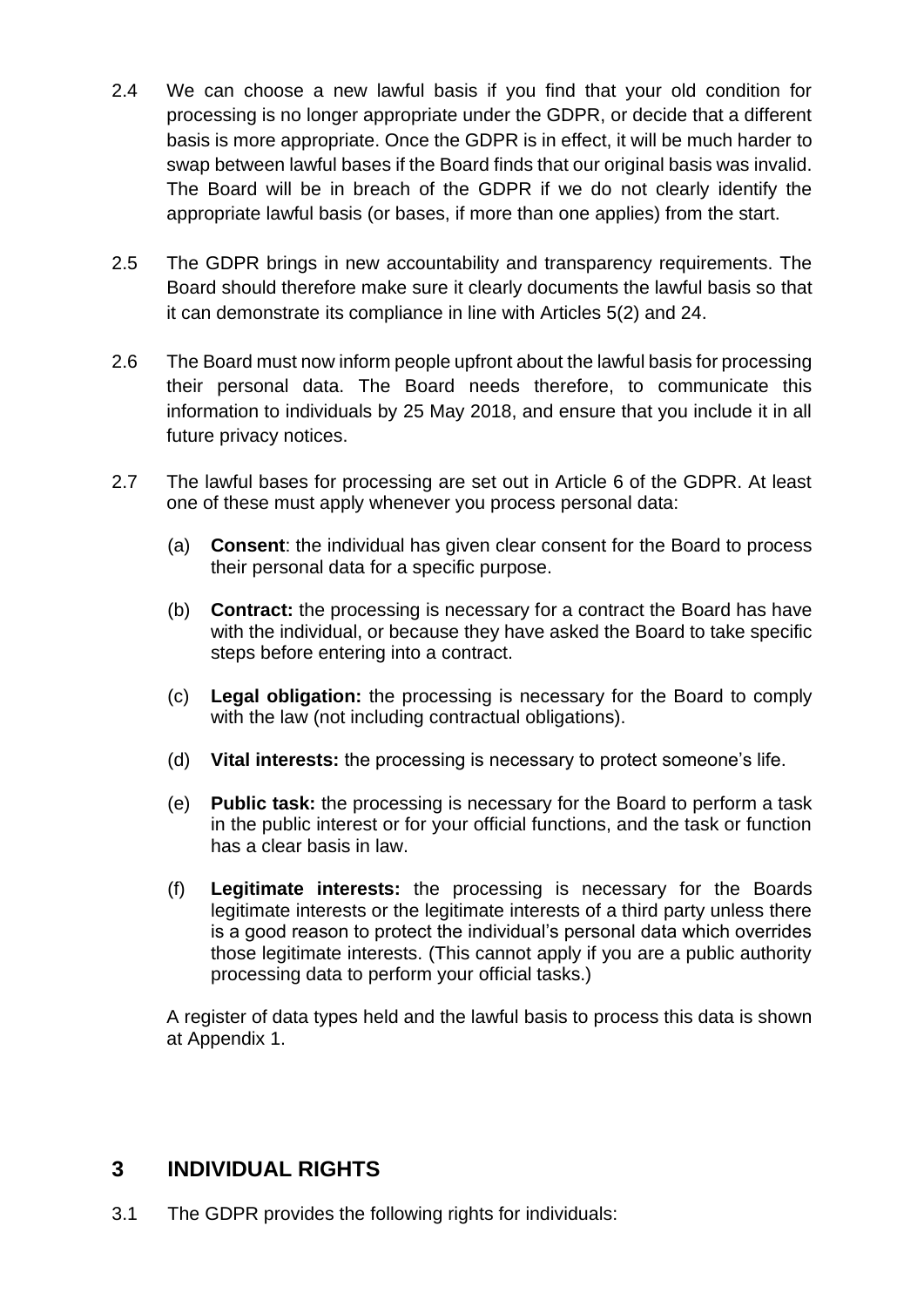2.4 We can choose a new lawful basis if you find that your old condition for processing is no longer appropriate under the GDPR, or decide that a different basis is more appropriate. Once the GDPR is in effect, it will be much harder to swap between lawful bases if the Board finds that our original basis was invalid. The Board will be in breach of the GDPR if we do not clearly identify the appropriate lawful basis (or bases, if more than one applies) from the start.

2.5 The GDPR brings in new accountability and transparency requirements. The Board should therefore make sure it clearly documents the lawful basis so that it can demonstrate its compliance in line with Articles 5(2) and 24.

2.6 The Board must now inform people upfront about the lawful basis for processing their personal data. The Board needs therefore, to communicate this information to individuals by 25 May 2018, and ensure that you include it in all future privacy notices.

2.7 The lawful bases for processing are set out in Article 6 of the GDPR. At least one of these must apply whenever you process personal data:

(a) **Consent**: the individual has given clear consent for the Board to process their personal data for a specific purpose.

(b) **Contract:** the processing is necessary for a contract the Board has have with the individual, or because they have asked the Board to take specific steps before entering into a contract.

(c) **Legal obligation:** the processing is necessary for the Board to comply with the law (not including contractual obligations).

(d) **Vital interests:** the processing is necessary to protect someone's life.

(e) **Public task:** the processing is necessary for the Board to perform a task in the public interest or for your official functions, and the task or function has a clear basis in law.

(f) **Legitimate interests:** the processing is necessary for the Boards legitimate interests or the legitimate interests of a third party unless there is a good reason to protect the individual's personal data which overrides those legitimate interests. (This cannot apply if you are a public authority processing data to perform your official tasks.)

A register of data types held and the lawful basis to process this data is shown at Appendix 1.

## 3 INDIVIDUAL RIGHTS

3.1 The GDPR provides the following rights for individuals: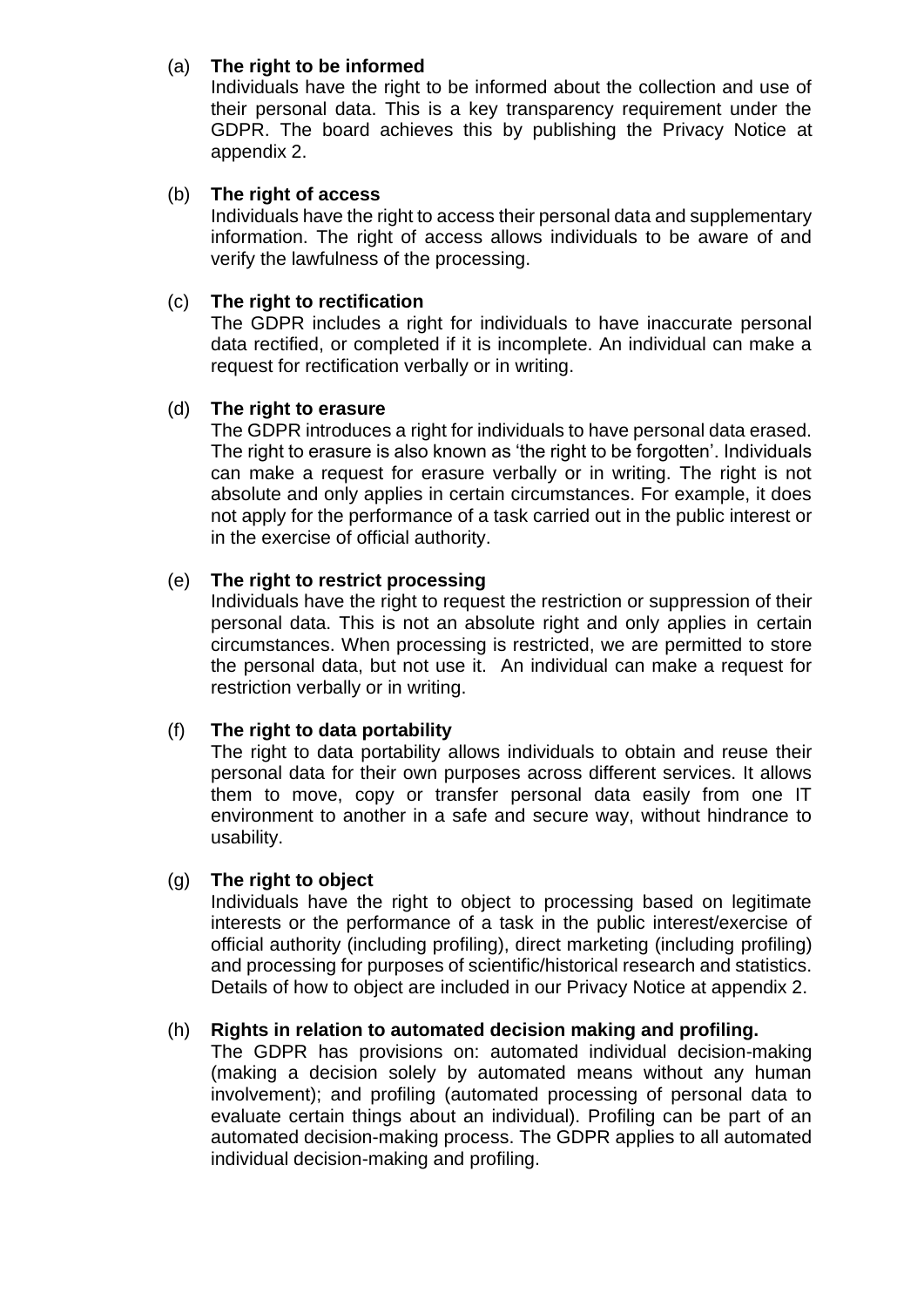(a) **The right to be informed**
Individuals have the right to be informed about the collection and use of their personal data. This is a key transparency requirement under the GDPR. The board achieves this by publishing the Privacy Notice at appendix 2.

(b) **The right of access**
Individuals have the right to access their personal data and supplementary information. The right of access allows individuals to be aware of and verify the lawfulness of the processing.

(c) **The right to rectification**
The GDPR includes a right for individuals to have inaccurate personal data rectified, or completed if it is incomplete. An individual can make a request for rectification verbally or in writing.

(d) **The right to erasure**
The GDPR introduces a right for individuals to have personal data erased. The right to erasure is also known as 'the right to be forgotten'. Individuals can make a request for erasure verbally or in writing. The right is not absolute and only applies in certain circumstances. For example, it does not apply for the performance of a task carried out in the public interest or in the exercise of official authority.

(e) **The right to restrict processing**
Individuals have the right to request the restriction or suppression of their personal data. This is not an absolute right and only applies in certain circumstances. When processing is restricted, we are permitted to store the personal data, but not use it. An individual can make a request for restriction verbally or in writing.

(f) **The right to data portability**
The right to data portability allows individuals to obtain and reuse their personal data for their own purposes across different services. It allows them to move, copy or transfer personal data easily from one IT environment to another in a safe and secure way, without hindrance to usability.

(g) **The right to object**
Individuals have the right to object to processing based on legitimate interests or the performance of a task in the public interest/exercise of official authority (including profiling), direct marketing (including profiling) and processing for purposes of scientific/historical research and statistics. Details of how to object are included in our Privacy Notice at appendix 2.

(h) **Rights in relation to automated decision making and profiling.**
The GDPR has provisions on: automated individual decision-making (making a decision solely by automated means without any human involvement); and profiling (automated processing of personal data to evaluate certain things about an individual). Profiling can be part of an automated decision-making process. The GDPR applies to all automated individual decision-making and profiling.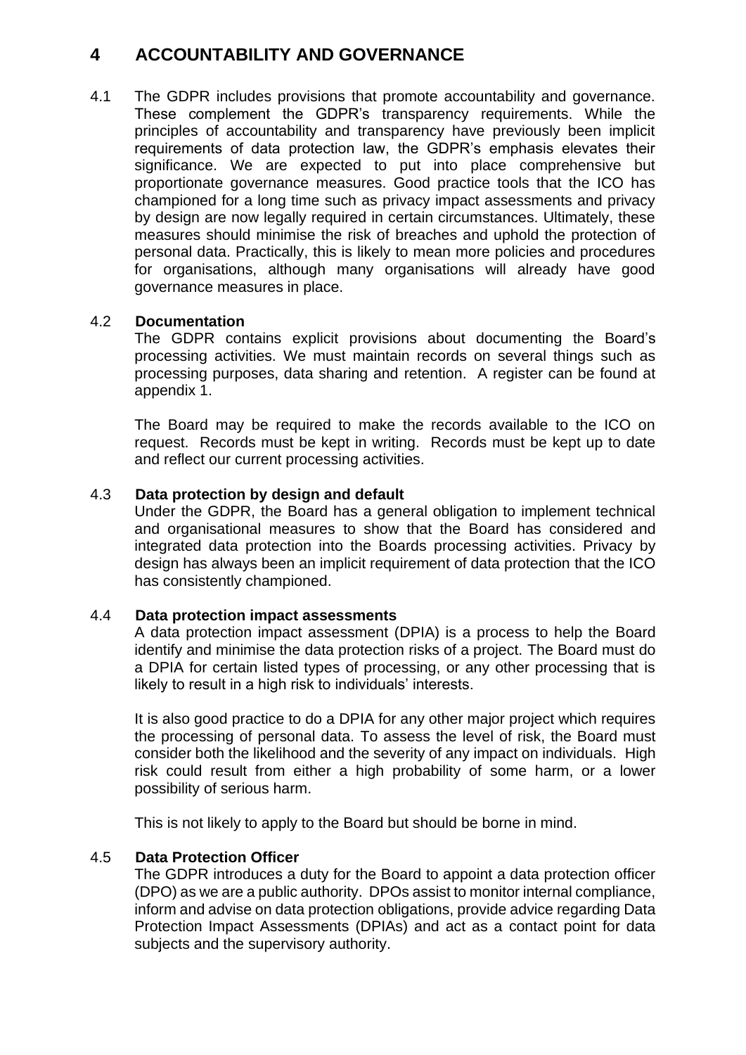# 4 ACCOUNTABILITY AND GOVERNANCE

4.1 The GDPR includes provisions that promote accountability and governance. These complement the GDPR's transparency requirements. While the principles of accountability and transparency have previously been implicit requirements of data protection law, the GDPR's emphasis elevates their significance. We are expected to put into place comprehensive but proportionate governance measures. Good practice tools that the ICO has championed for a long time such as privacy impact assessments and privacy by design are now legally required in certain circumstances. Ultimately, these measures should minimise the risk of breaches and uphold the protection of personal data. Practically, this is likely to mean more policies and procedures for organisations, although many organisations will already have good governance measures in place.

4.2 **Documentation**

The GDPR contains explicit provisions about documenting the Board's processing activities. We must maintain records on several things such as processing purposes, data sharing and retention. A register can be found at appendix 1.

The Board may be required to make the records available to the ICO on request. Records must be kept in writing. Records must be kept up to date and reflect our current processing activities.

4.3 **Data protection by design and default**

Under the GDPR, the Board has a general obligation to implement technical and organisational measures to show that the Board has considered and integrated data protection into the Boards processing activities. Privacy by design has always been an implicit requirement of data protection that the ICO has consistently championed.

4.4 **Data protection impact assessments**

A data protection impact assessment (DPIA) is a process to help the Board identify and minimise the data protection risks of a project. The Board must do a DPIA for certain listed types of processing, or any other processing that is likely to result in a high risk to individuals' interests.

It is also good practice to do a DPIA for any other major project which requires the processing of personal data. To assess the level of risk, the Board must consider both the likelihood and the severity of any impact on individuals. High risk could result from either a high probability of some harm, or a lower possibility of serious harm.

This is not likely to apply to the Board but should be borne in mind.

4.5 **Data Protection Officer**

The GDPR introduces a duty for the Board to appoint a data protection officer (DPO) as we are a public authority. DPOs assist to monitor internal compliance, inform and advise on data protection obligations, provide advice regarding Data Protection Impact Assessments (DPIAs) and act as a contact point for data subjects and the supervisory authority.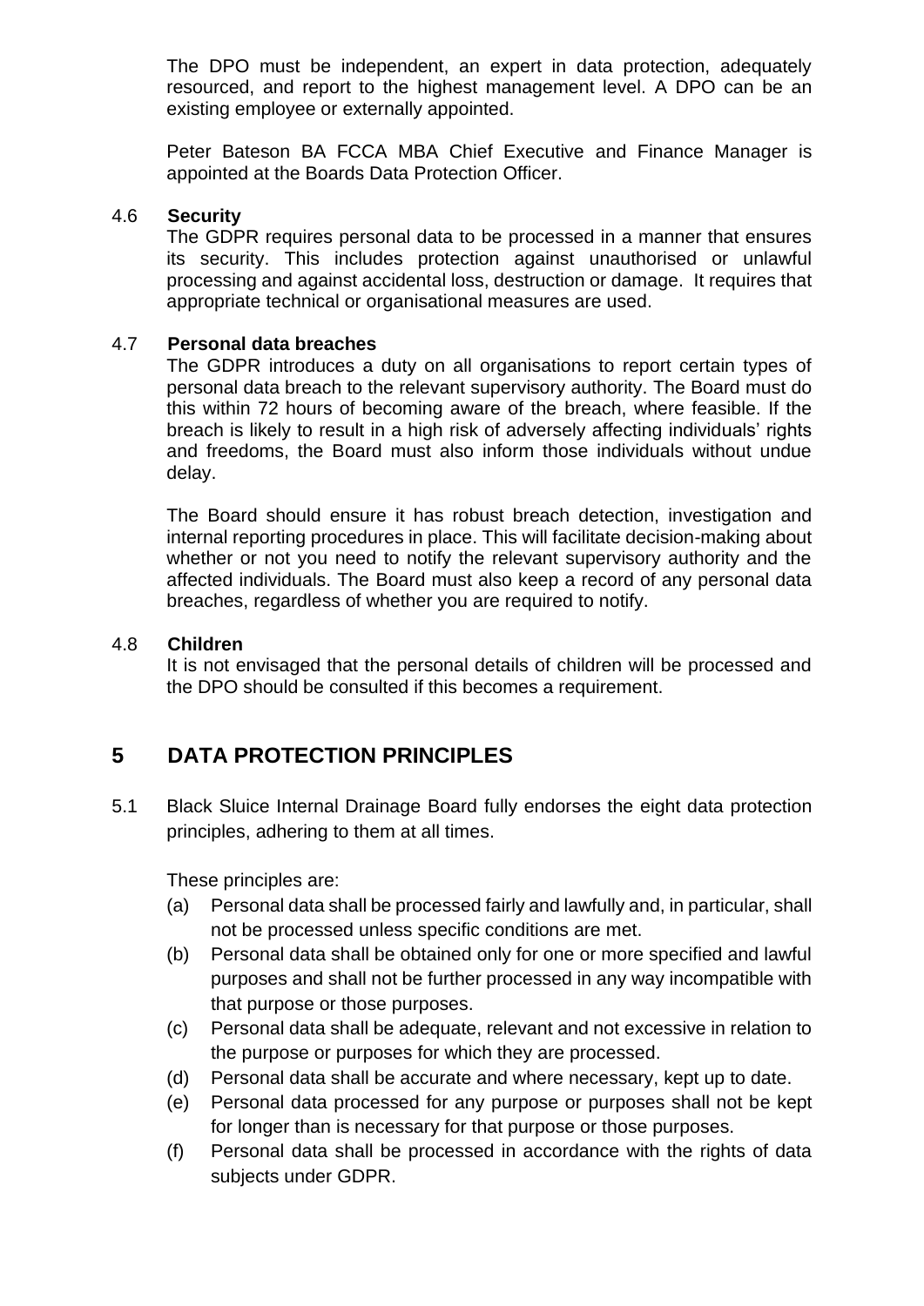The DPO must be independent, an expert in data protection, adequately resourced, and report to the highest management level. A DPO can be an existing employee or externally appointed.

Peter Bateson BA FCCA MBA Chief Executive and Finance Manager is appointed at the Boards Data Protection Officer.

### 4.6 Security

The GDPR requires personal data to be processed in a manner that ensures its security. This includes protection against unauthorised or unlawful processing and against accidental loss, destruction or damage. It requires that appropriate technical or organisational measures are used.

### 4.7 Personal data breaches

The GDPR introduces a duty on all organisations to report certain types of personal data breach to the relevant supervisory authority. The Board must do this within 72 hours of becoming aware of the breach, where feasible. If the breach is likely to result in a high risk of adversely affecting individuals' rights and freedoms, the Board must also inform those individuals without undue delay.

The Board should ensure it has robust breach detection, investigation and internal reporting procedures in place. This will facilitate decision-making about whether or not you need to notify the relevant supervisory authority and the affected individuals. The Board must also keep a record of any personal data breaches, regardless of whether you are required to notify.

### 4.8 Children

It is not envisaged that the personal details of children will be processed and the DPO should be consulted if this becomes a requirement.

## 5 DATA PROTECTION PRINCIPLES

5.1 Black Sluice Internal Drainage Board fully endorses the eight data protection principles, adhering to them at all times.

These principles are:

(a) Personal data shall be processed fairly and lawfully and, in particular, shall not be processed unless specific conditions are met.

(b) Personal data shall be obtained only for one or more specified and lawful purposes and shall not be further processed in any way incompatible with that purpose or those purposes.

(c) Personal data shall be adequate, relevant and not excessive in relation to the purpose or purposes for which they are processed.

(d) Personal data shall be accurate and where necessary, kept up to date.

(e) Personal data processed for any purpose or purposes shall not be kept for longer than is necessary for that purpose or those purposes.

(f) Personal data shall be processed in accordance with the rights of data subjects under GDPR.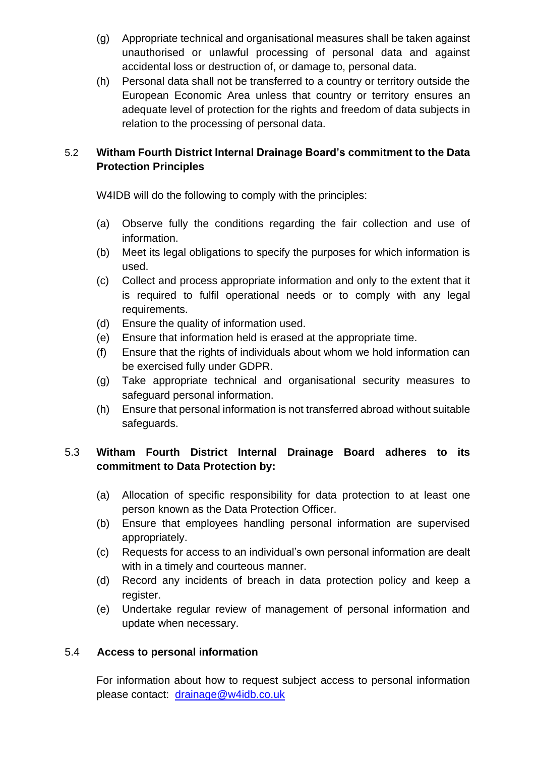(g) Appropriate technical and organisational measures shall be taken against unauthorised or unlawful processing of personal data and against accidental loss or destruction of, or damage to, personal data.

(h) Personal data shall not be transferred to a country or territory outside the European Economic Area unless that country or territory ensures an adequate level of protection for the rights and freedom of data subjects in relation to the processing of personal data.

### 5.2 Witham Fourth District Internal Drainage Board's commitment to the Data Protection Principles

W4IDB will do the following to comply with the principles:

(a) Observe fully the conditions regarding the fair collection and use of information.

(b) Meet its legal obligations to specify the purposes for which information is used.

(c) Collect and process appropriate information and only to the extent that it is required to fulfil operational needs or to comply with any legal requirements.

(d) Ensure the quality of information used.

(e) Ensure that information held is erased at the appropriate time.

(f) Ensure that the rights of individuals about whom we hold information can be exercised fully under GDPR.

(g) Take appropriate technical and organisational security measures to safeguard personal information.

(h) Ensure that personal information is not transferred abroad without suitable safeguards.

### 5.3 Witham Fourth District Internal Drainage Board adheres to its commitment to Data Protection by:

(a) Allocation of specific responsibility for data protection to at least one person known as the Data Protection Officer.

(b) Ensure that employees handling personal information are supervised appropriately.

(c) Requests for access to an individual's own personal information are dealt with in a timely and courteous manner.

(d) Record any incidents of breach in data protection policy and keep a register.

(e) Undertake regular review of management of personal information and update when necessary.

### 5.4 Access to personal information

For information about how to request subject access to personal information please contact: drainage@w4idb.co.uk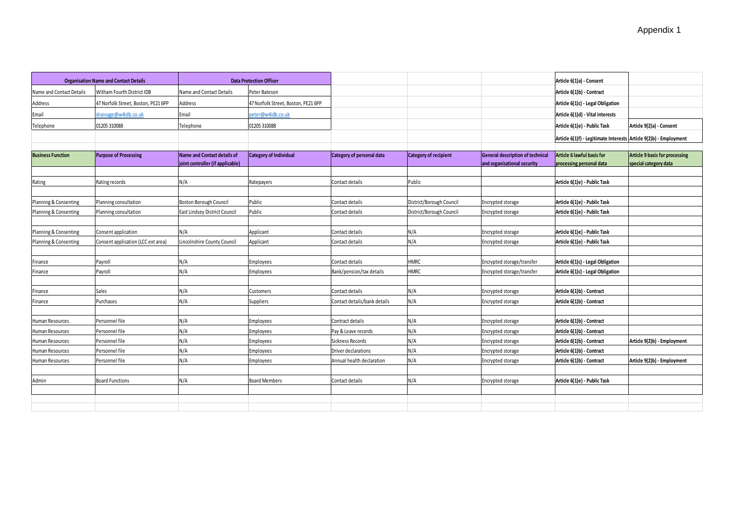Appendix 1

| Organisation Name and Contact Details | | Data Protection Officer | | | | | Article 6(1a) - Consent | |
|---|---|---|---|---|---|---|---|---|
| Name and Contact Details | Witham Fourth District IDB | Name and Contact Details | Peter Bateson | | | | Article 6(1b) - Contract | |
| Address | 47 Norfolk Street, Boston, PE21 6PP | Address | 47 Norfolk Street, Boston, PE21 6PP | | | | Article 6(1c) - Legal Obligation | |
| Email | drainage@w4idb.co.uk | Email | peter@w4idb.co.uk | | | | Article 6(1d) - Vital interests | |
| Telephone | 01205 310088 | Telephone | 01205 310088 | | | | Article 6(1e) - Public Task | Article 9(2a) - Consent |
| | | | | | | | Article 6(1f) - Legitimate Interests | Article 9(2b) - Employment |

| Business Function | Purpose of Processing | Name and Contact details of joint controller (if applicable) | Category of Individual | Category of personal data | Category of recipient | General description of technical and organisational security | Article 6 lawful basis for processing personal data | Article 9 basis for processing special category data |
|---|---|---|---|---|---|---|---|---|
| Rating | Rating records | N/A | Ratepayers | Contact details | Public | | Article 6(1e) - Public Task | |
| Planning & Consenting | Planning consultation | Boston Borough Council | Public | Contact details | District/Borough Council | Encrypted storage | Article 6(1e) - Public Task | |
| Planning & Consenting | Planning consultation | East Lindsey District Council | Public | Contact details | District/Borough Council | Encrypted storage | Article 6(1e) - Public Task | |
| Planning & Consenting | Consent application | N/A | Applicant | Contact details | N/A | Encrypted storage | Article 6(1e) - Public Task | |
| Planning & Consenting | Consent application (LCC ext area) | Lincolnshire County Council | Applicant | Contact details | N/A | Encrypted storage | Article 6(1e) - Public Task | |
| Finance | Payroll | N/A | Employees | Contact details | HMRC | Encrypted storage/transfer | Article 6(1c) - Legal Obligation | |
| Finance | Payroll | N/A | Employees | Bank/pension/tax details | HMRC | Encrypted storage/transfer | Article 6(1c) - Legal Obligation | |
| Finance | Sales | N/A | Customers | Contact details | N/A | Encrypted storage | Article 6(1b) - Contract | |
| Finance | Purchases | N/A | Suppliers | Contact details/bank details | N/A | Encrypted storage | Article 6(1b) - Contract | |
| Human Resources | Personnel file | N/A | Employees | Contract details | N/A | Encrypted storage | Article 6(1b) - Contract | |
| Human Resources | Personnel file | N/A | Employees | Pay & Leave records | N/A | Encrypted storage | Article 6(1b) - Contract | |
| Human Resources | Personnel file | N/A | Employees | Sickness Records | N/A | Encrypted storage | Article 6(1b) - Contract | Article 9(2b) - Employment |
| Human Resources | Personnel file | N/A | Employees | Driver declarations | N/A | Encrypted storage | Article 6(1b) - Contract | |
| Human Resources | Personnel file | N/A | Employees | Annual health declaration | N/A | Encrypted storage | Article 6(1b) - Contract | Article 9(2b) - Employment |
| Admin | Board Functions | N/A | Board Members | Contact details | N/A | Encrypted storage | Article 6(1e) - Public Task | |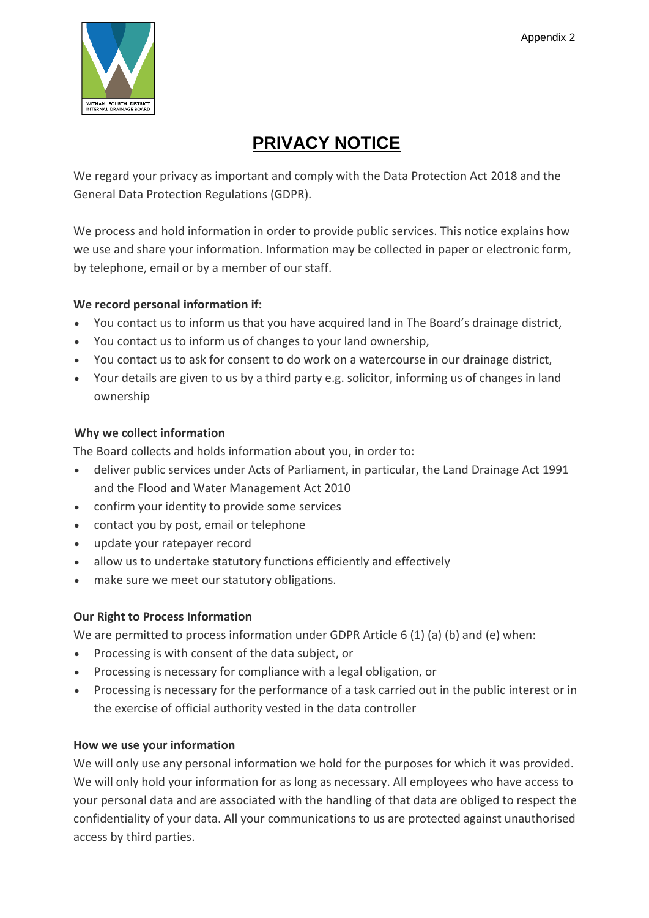Appendix 2

# PRIVACY NOTICE

We regard your privacy as important and comply with the Data Protection Act 2018 and the General Data Protection Regulations (GDPR).

We process and hold information in order to provide public services. This notice explains how we use and share your information. Information may be collected in paper or electronic form, by telephone, email or by a member of our staff.

**We record personal information if:**

- You contact us to inform us that you have acquired land in The Board's drainage district,
- You contact us to inform us of changes to your land ownership,
- You contact us to ask for consent to do work on a watercourse in our drainage district,
- Your details are given to us by a third party e.g. solicitor, informing us of changes in land ownership

**Why we collect information**

The Board collects and holds information about you, in order to:

- deliver public services under Acts of Parliament, in particular, the Land Drainage Act 1991 and the Flood and Water Management Act 2010
- confirm your identity to provide some services
- contact you by post, email or telephone
- update your ratepayer record
- allow us to undertake statutory functions efficiently and effectively
- make sure we meet our statutory obligations.

**Our Right to Process Information**

We are permitted to process information under GDPR Article 6 (1) (a) (b) and (e) when:

- Processing is with consent of the data subject, or
- Processing is necessary for compliance with a legal obligation, or
- Processing is necessary for the performance of a task carried out in the public interest or in the exercise of official authority vested in the data controller

**How we use your information**

We will only use any personal information we hold for the purposes for which it was provided. We will only hold your information for as long as necessary. All employees who have access to your personal data and are associated with the handling of that data are obliged to respect the confidentiality of your data. All your communications to us are protected against unauthorised access by third parties.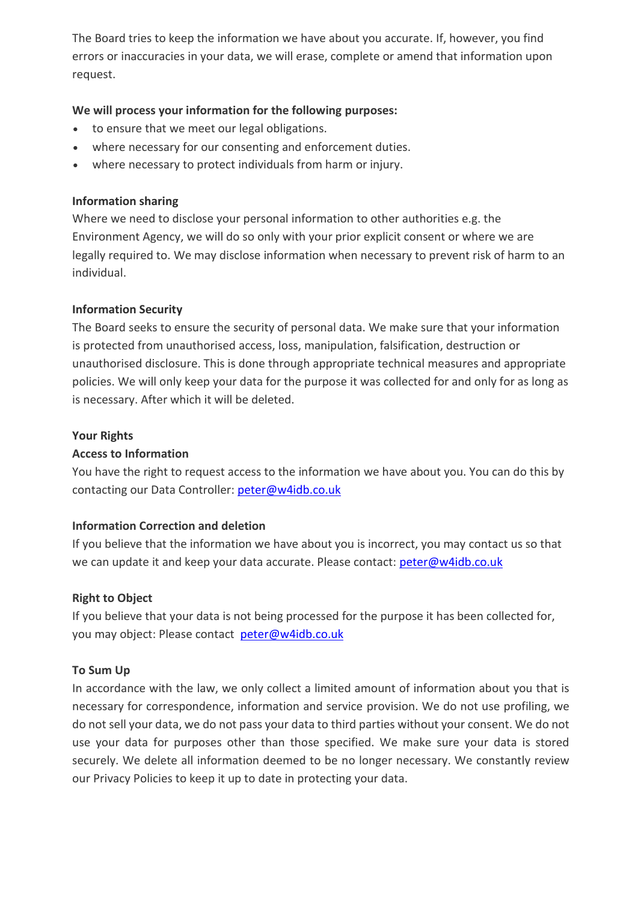The Board tries to keep the information we have about you accurate. If, however, you find errors or inaccuracies in your data, we will erase, complete or amend that information upon request.

**We will process your information for the following purposes:**

- to ensure that we meet our legal obligations.
- where necessary for our consenting and enforcement duties.
- where necessary to protect individuals from harm or injury.

**Information sharing**

Where we need to disclose your personal information to other authorities e.g. the Environment Agency, we will do so only with your prior explicit consent or where we are legally required to. We may disclose information when necessary to prevent risk of harm to an individual.

**Information Security**

The Board seeks to ensure the security of personal data. We make sure that your information is protected from unauthorised access, loss, manipulation, falsification, destruction or unauthorised disclosure. This is done through appropriate technical measures and appropriate policies. We will only keep your data for the purpose it was collected for and only for as long as is necessary. After which it will be deleted.

**Your Rights**

**Access to Information**

You have the right to request access to the information we have about you. You can do this by contacting our Data Controller: peter@w4idb.co.uk

**Information Correction and deletion**

If you believe that the information we have about you is incorrect, you may contact us so that we can update it and keep your data accurate. Please contact: peter@w4idb.co.uk

**Right to Object**

If you believe that your data is not being processed for the purpose it has been collected for, you may object: Please contact peter@w4idb.co.uk

**To Sum Up**

In accordance with the law, we only collect a limited amount of information about you that is necessary for correspondence, information and service provision. We do not use profiling, we do not sell your data, we do not pass your data to third parties without your consent. We do not use your data for purposes other than those specified. We make sure your data is stored securely. We delete all information deemed to be no longer necessary. We constantly review our Privacy Policies to keep it up to date in protecting your data.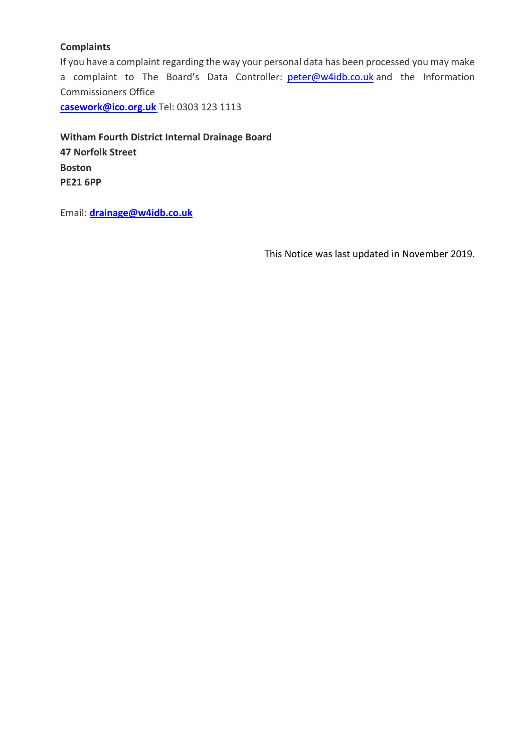**Complaints**

If you have a complaint regarding the way your personal data has been processed you may make a complaint to The Board's Data Controller: peter@w4idb.co.uk and the Information Commissioners Office

**casework@ico.org.uk** Tel: 0303 123 1113

**Witham Fourth District Internal Drainage Board**
**47 Norfolk Street**
**Boston**
**PE21 6PP**

Email: **drainage@w4idb.co.uk**

This Notice was last updated in November 2019.